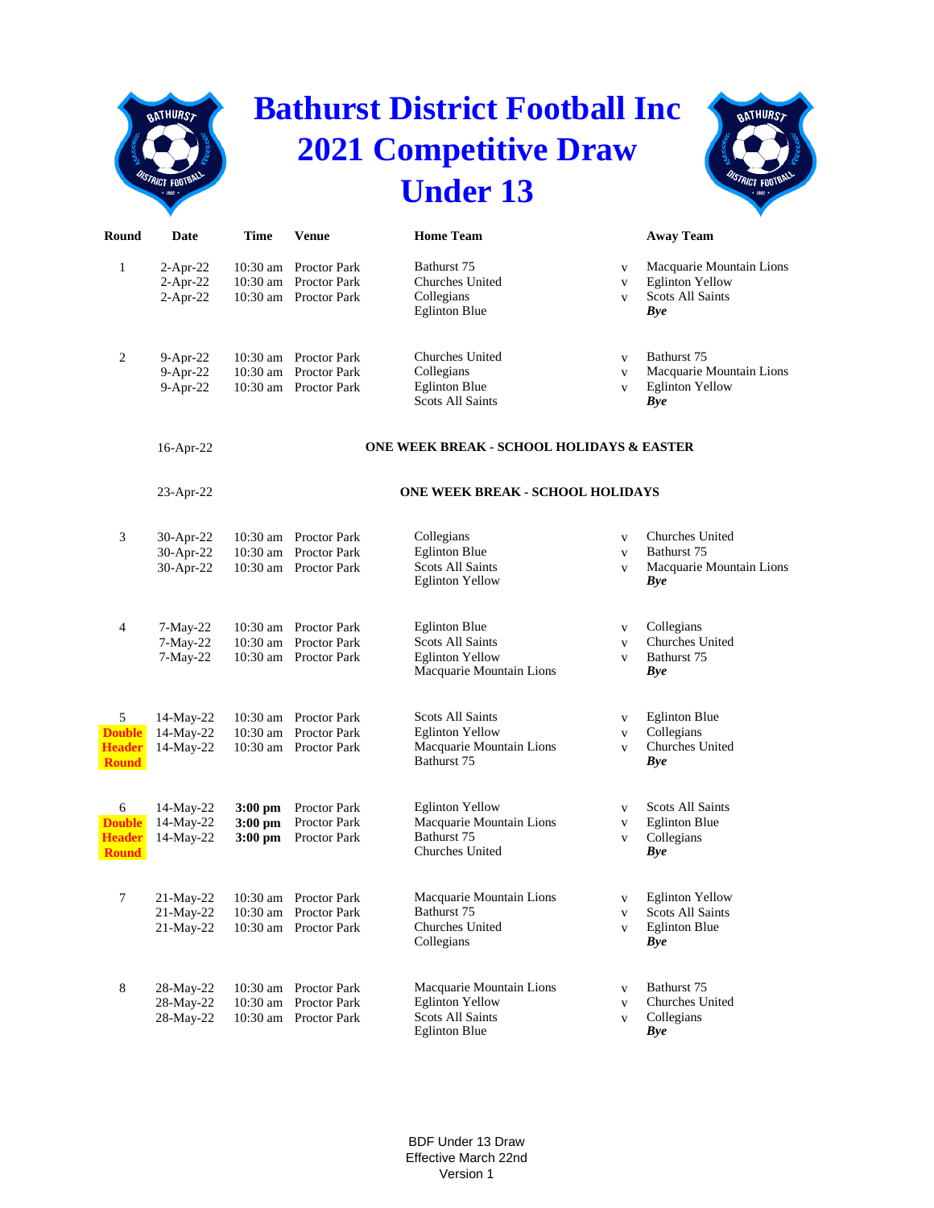# Bathurst District Football Inc
# 2021 Competitive Draw
# Under 13

| Round | Date | Time | Venue | Home Team | | Away Team |
|---|---|---|---|---|---|---|
| 1 | 2-Apr-22 | 10:30 am | Proctor Park | Bathurst 75 | v | Macquarie Mountain Lions |
| | 2-Apr-22 | 10:30 am | Proctor Park | Churches United | v | Eglinton Yellow |
| | 2-Apr-22 | 10:30 am | Proctor Park | Collegians | v | Scots All Saints |
| | | | | Eglinton Blue | | ***Bye*** |
| 2 | 9-Apr-22 | 10:30 am | Proctor Park | Churches United | v | Bathurst 75 |
| | 9-Apr-22 | 10:30 am | Proctor Park | Collegians | v | Macquarie Mountain Lions |
| | 9-Apr-22 | 10:30 am | Proctor Park | Eglinton Blue | v | Eglinton Yellow |
| | | | | Scots All Saints | | ***Bye*** |
| | 16-Apr-22 | | | **ONE WEEK BREAK - SCHOOL HOLIDAYS & EASTER** | | |
| | 23-Apr-22 | | | **ONE WEEK BREAK - SCHOOL HOLIDAYS** | | |
| 3 | 30-Apr-22 | 10:30 am | Proctor Park | Collegians | v | Churches United |
| | 30-Apr-22 | 10:30 am | Proctor Park | Eglinton Blue | v | Bathurst 75 |
| | 30-Apr-22 | 10:30 am | Proctor Park | Scots All Saints | v | Macquarie Mountain Lions |
| | | | | Eglinton Yellow | | ***Bye*** |
| 4 | 7-May-22 | 10:30 am | Proctor Park | Eglinton Blue | v | Collegians |
| | 7-May-22 | 10:30 am | Proctor Park | Scots All Saints | v | Churches United |
| | 7-May-22 | 10:30 am | Proctor Park | Eglinton Yellow | v | Bathurst 75 |
| | | | | Macquarie Mountain Lions | | ***Bye*** |
| 5 **Double Header Round** | 14-May-22 | 10:30 am | Proctor Park | Scots All Saints | v | Eglinton Blue |
| | 14-May-22 | 10:30 am | Proctor Park | Eglinton Yellow | v | Collegians |
| | 14-May-22 | 10:30 am | Proctor Park | Macquarie Mountain Lions | v | Churches United |
| | | | | Bathurst 75 | | ***Bye*** |
| 6 **Double Header Round** | 14-May-22 | **3:00 pm** | Proctor Park | Eglinton Yellow | v | Scots All Saints |
| | 14-May-22 | **3:00 pm** | Proctor Park | Macquarie Mountain Lions | v | Eglinton Blue |
| | 14-May-22 | **3:00 pm** | Proctor Park | Bathurst 75 | v | Collegians |
| | | | | Churches United | | ***Bye*** |
| 7 | 21-May-22 | 10:30 am | Proctor Park | Macquarie Mountain Lions | v | Eglinton Yellow |
| | 21-May-22 | 10:30 am | Proctor Park | Bathurst 75 | v | Scots All Saints |
| | 21-May-22 | 10:30 am | Proctor Park | Churches United | v | Eglinton Blue |
| | | | | Collegians | | ***Bye*** |
| 8 | 28-May-22 | 10:30 am | Proctor Park | Macquarie Mountain Lions | v | Bathurst 75 |
| | 28-May-22 | 10:30 am | Proctor Park | Eglinton Yellow | v | Churches United |
| | 28-May-22 | 10:30 am | Proctor Park | Scots All Saints | v | Collegians |
| | | | | Eglinton Blue | | ***Bye*** |

BDF Under 13 Draw
Effective March 22nd
Version 1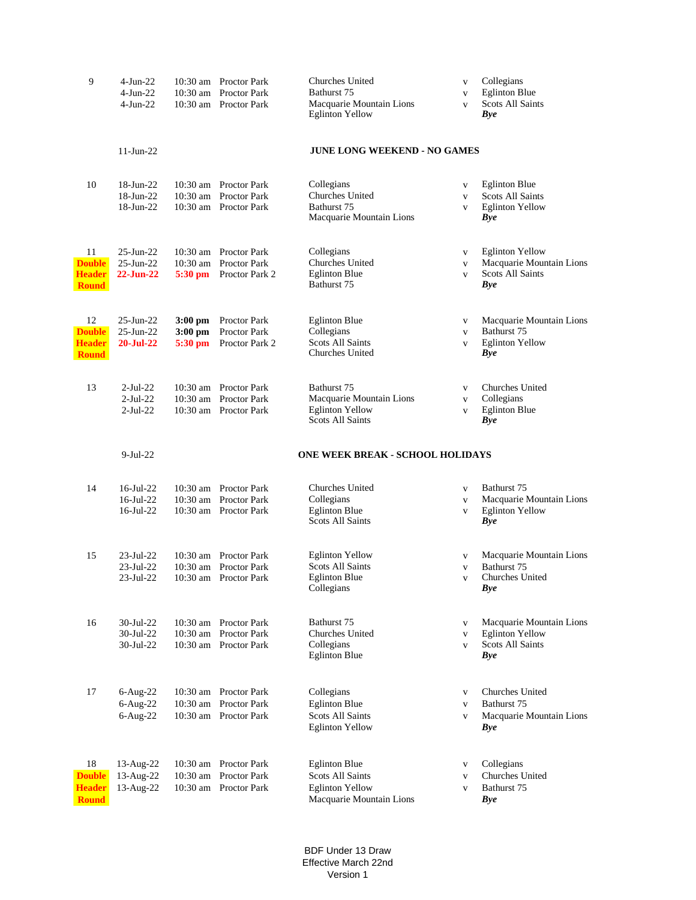| Round | Date | Time | Venue | Home | | Away |
|---|---|---|---|---|---|---|
| 9 | 4-Jun-22 | 10:30 am | Proctor Park | Churches United | v | Collegians |
| | 4-Jun-22 | 10:30 am | Proctor Park | Bathurst 75 | v | Eglinton Blue |
| | 4-Jun-22 | 10:30 am | Proctor Park | Macquarie Mountain Lions | v | Scots All Saints |
| | | | | Eglinton Yellow | | ***Bye*** |
| | 11-Jun-22 | | | **JUNE LONG WEEKEND - NO GAMES** | | |
| 10 | 18-Jun-22 | 10:30 am | Proctor Park | Collegians | v | Eglinton Blue |
| | 18-Jun-22 | 10:30 am | Proctor Park | Churches United | v | Scots All Saints |
| | 18-Jun-22 | 10:30 am | Proctor Park | Bathurst 75 | v | Eglinton Yellow |
| | | | | Macquarie Mountain Lions | | ***Bye*** |
| 11 | 25-Jun-22 | 10:30 am | Proctor Park | Collegians | v | Eglinton Yellow |
| **Double Header Round** | 25-Jun-22 | 10:30 am | Proctor Park | Churches United | v | Macquarie Mountain Lions |
| | **22-Jun-22** | **5:30 pm** | Proctor Park 2 | Eglinton Blue | v | Scots All Saints |
| | | | | Bathurst 75 | | ***Bye*** |
| 12 | 25-Jun-22 | **3:00 pm** | Proctor Park | Eglinton Blue | v | Macquarie Mountain Lions |
| **Double Header Round** | 25-Jun-22 | **3:00 pm** | Proctor Park | Collegians | v | Bathurst 75 |
| | **20-Jul-22** | **5:30 pm** | Proctor Park 2 | Scots All Saints | v | Eglinton Yellow |
| | | | | Churches United | | ***Bye*** |
| 13 | 2-Jul-22 | 10:30 am | Proctor Park | Bathurst 75 | v | Churches United |
| | 2-Jul-22 | 10:30 am | Proctor Park | Macquarie Mountain Lions | v | Collegians |
| | 2-Jul-22 | 10:30 am | Proctor Park | Eglinton Yellow | v | Eglinton Blue |
| | | | | Scots All Saints | | ***Bye*** |
| | 9-Jul-22 | | | **ONE WEEK BREAK - SCHOOL HOLIDAYS** | | |
| 14 | 16-Jul-22 | 10:30 am | Proctor Park | Churches United | v | Bathurst 75 |
| | 16-Jul-22 | 10:30 am | Proctor Park | Collegians | v | Macquarie Mountain Lions |
| | 16-Jul-22 | 10:30 am | Proctor Park | Eglinton Blue | v | Eglinton Yellow |
| | | | | Scots All Saints | | ***Bye*** |
| 15 | 23-Jul-22 | 10:30 am | Proctor Park | Eglinton Yellow | v | Macquarie Mountain Lions |
| | 23-Jul-22 | 10:30 am | Proctor Park | Scots All Saints | v | Bathurst 75 |
| | 23-Jul-22 | 10:30 am | Proctor Park | Eglinton Blue | v | Churches United |
| | | | | Collegians | | ***Bye*** |
| 16 | 30-Jul-22 | 10:30 am | Proctor Park | Bathurst 75 | v | Macquarie Mountain Lions |
| | 30-Jul-22 | 10:30 am | Proctor Park | Churches United | v | Eglinton Yellow |
| | 30-Jul-22 | 10:30 am | Proctor Park | Collegians | v | Scots All Saints |
| | | | | Eglinton Blue | | ***Bye*** |
| 17 | 6-Aug-22 | 10:30 am | Proctor Park | Collegians | v | Churches United |
| | 6-Aug-22 | 10:30 am | Proctor Park | Eglinton Blue | v | Bathurst 75 |
| | 6-Aug-22 | 10:30 am | Proctor Park | Scots All Saints | v | Macquarie Mountain Lions |
| | | | | Eglinton Yellow | | ***Bye*** |
| 18 | 13-Aug-22 | 10:30 am | Proctor Park | Eglinton Blue | v | Collegians |
| **Double Header Round** | 13-Aug-22 | 10:30 am | Proctor Park | Scots All Saints | v | Churches United |
| | 13-Aug-22 | 10:30 am | Proctor Park | Eglinton Yellow | v | Bathurst 75 |
| | | | | Macquarie Mountain Lions | | ***Bye*** |

BDF Under 13 Draw
Effective March 22nd
Version 1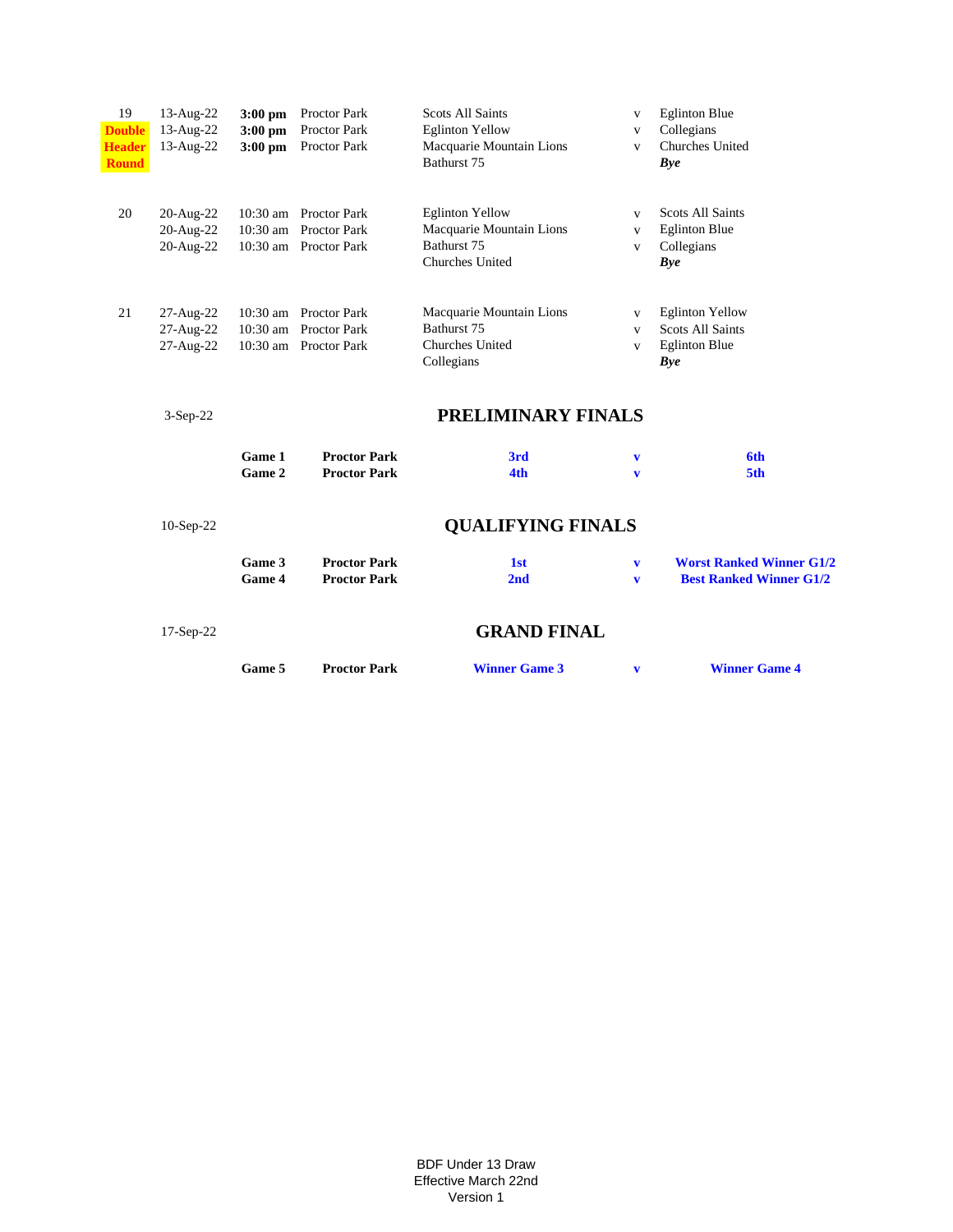| | | | | | | |
|---|---|---|---|---|---|---|
| 19 | 13-Aug-22 | **3:00 pm** | Proctor Park | Scots All Saints | v | Eglinton Blue |
| **Double** | 13-Aug-22 | **3:00 pm** | Proctor Park | Eglinton Yellow | v | Collegians |
| **Header** | 13-Aug-22 | **3:00 pm** | Proctor Park | Macquarie Mountain Lions | v | Churches United |
| **Round** | | | | Bathurst 75 | | ***Bye*** |
| | | | | | | |
| 20 | 20-Aug-22 | 10:30 am | Proctor Park | Eglinton Yellow | v | Scots All Saints |
| | 20-Aug-22 | 10:30 am | Proctor Park | Macquarie Mountain Lions | v | Eglinton Blue |
| | 20-Aug-22 | 10:30 am | Proctor Park | Bathurst 75 | v | Collegians |
| | | | | Churches United | | ***Bye*** |
| | | | | | | |
| 21 | 27-Aug-22 | 10:30 am | Proctor Park | Macquarie Mountain Lions | v | Eglinton Yellow |
| | 27-Aug-22 | 10:30 am | Proctor Park | Bathurst 75 | v | Scots All Saints |
| | 27-Aug-22 | 10:30 am | Proctor Park | Churches United | v | Eglinton Blue |
| | | | | Collegians | | ***Bye*** |

3-Sep-22

## PRELIMINARY FINALS

| | | | | |
|---|---|---|---|---|
| **Game 1** | **Proctor Park** | **3rd** | **v** | **6th** |
| **Game 2** | **Proctor Park** | **4th** | **v** | **5th** |

10-Sep-22

## QUALIFYING FINALS

| | | | | |
|---|---|---|---|---|
| **Game 3** | **Proctor Park** | **1st** | **v** | **Worst Ranked Winner G1/2** |
| **Game 4** | **Proctor Park** | **2nd** | **v** | **Best Ranked Winner G1/2** |

17-Sep-22

## GRAND FINAL

| | | | | |
|---|---|---|---|---|
| **Game 5** | **Proctor Park** | **Winner Game 3** | **v** | **Winner Game 4** |

BDF Under 13 Draw
Effective March 22nd
Version 1